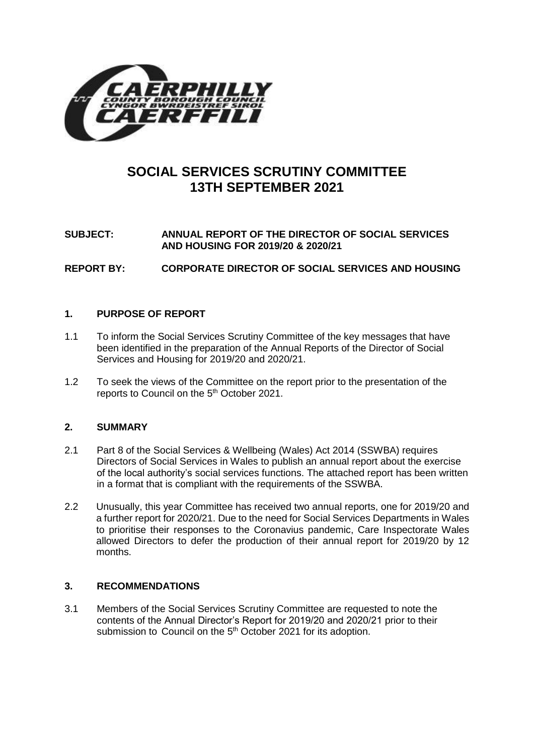# SOCIAL SERVICES SCRUTINY COMMITTEE
# 13TH SEPTEMBER 2021

**SUBJECT:** **ANNUAL REPORT OF THE DIRECTOR OF SOCIAL SERVICES AND HOUSING FOR 2019/20 & 2020/21**

**REPORT BY:** **CORPORATE DIRECTOR OF SOCIAL SERVICES AND HOUSING**

## 1. PURPOSE OF REPORT

1.1 To inform the Social Services Scrutiny Committee of the key messages that have been identified in the preparation of the Annual Reports of the Director of Social Services and Housing for 2019/20 and 2020/21.

1.2 To seek the views of the Committee on the report prior to the presentation of the reports to Council on the 5th October 2021.

## 2. SUMMARY

2.1 Part 8 of the Social Services & Wellbeing (Wales) Act 2014 (SSWBA) requires Directors of Social Services in Wales to publish an annual report about the exercise of the local authority's social services functions. The attached report has been written in a format that is compliant with the requirements of the SSWBA.

2.2 Unusually, this year Committee has received two annual reports, one for 2019/20 and a further report for 2020/21. Due to the need for Social Services Departments in Wales to prioritise their responses to the Coronavius pandemic, Care Inspectorate Wales allowed Directors to defer the production of their annual report for 2019/20 by 12 months.

## 3. RECOMMENDATIONS

3.1 Members of the Social Services Scrutiny Committee are requested to note the contents of the Annual Director's Report for 2019/20 and 2020/21 prior to their submission to Council on the 5th October 2021 for its adoption.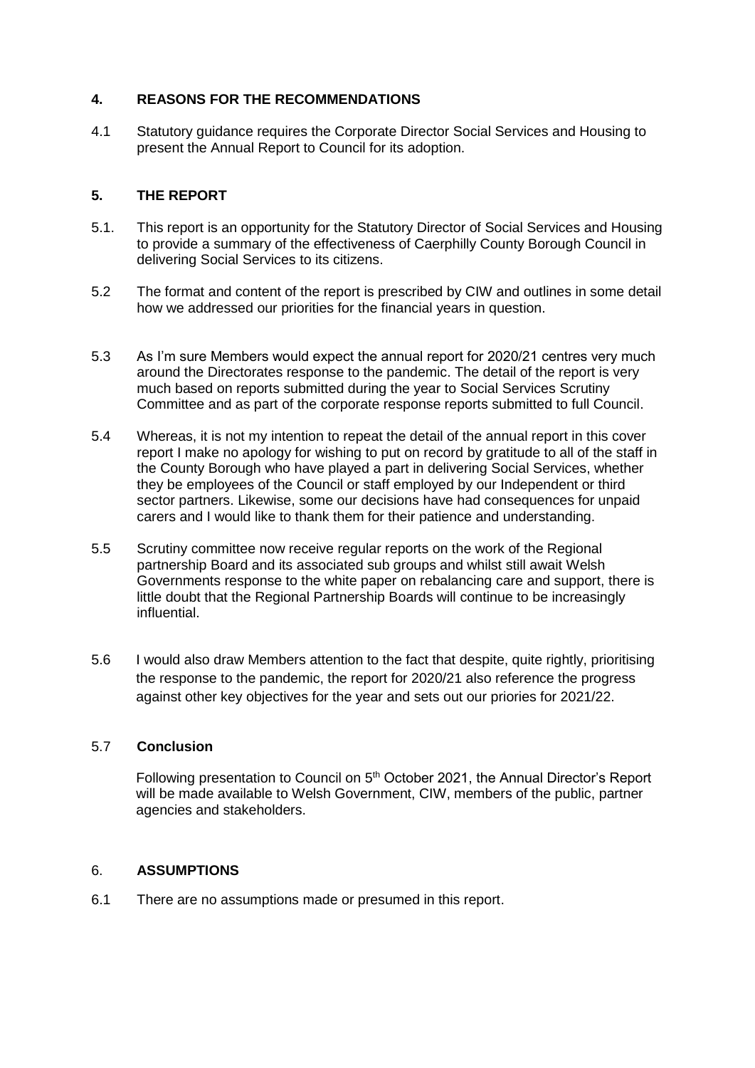## 4. REASONS FOR THE RECOMMENDATIONS

4.1 Statutory guidance requires the Corporate Director Social Services and Housing to present the Annual Report to Council for its adoption.

## 5. THE REPORT

5.1. This report is an opportunity for the Statutory Director of Social Services and Housing to provide a summary of the effectiveness of Caerphilly County Borough Council in delivering Social Services to its citizens.

5.2 The format and content of the report is prescribed by CIW and outlines in some detail how we addressed our priorities for the financial years in question.

5.3 As I'm sure Members would expect the annual report for 2020/21 centres very much around the Directorates response to the pandemic. The detail of the report is very much based on reports submitted during the year to Social Services Scrutiny Committee and as part of the corporate response reports submitted to full Council.

5.4 Whereas, it is not my intention to repeat the detail of the annual report in this cover report I make no apology for wishing to put on record by gratitude to all of the staff in the County Borough who have played a part in delivering Social Services, whether they be employees of the Council or staff employed by our Independent or third sector partners. Likewise, some our decisions have had consequences for unpaid carers and I would like to thank them for their patience and understanding.

5.5 Scrutiny committee now receive regular reports on the work of the Regional partnership Board and its associated sub groups and whilst still await Welsh Governments response to the white paper on rebalancing care and support, there is little doubt that the Regional Partnership Boards will continue to be increasingly influential.

5.6 I would also draw Members attention to the fact that despite, quite rightly, prioritising the response to the pandemic, the report for 2020/21 also reference the progress against other key objectives for the year and sets out our priories for 2021/22.

### 5.7 Conclusion

Following presentation to Council on 5th October 2021, the Annual Director's Report will be made available to Welsh Government, CIW, members of the public, partner agencies and stakeholders.

## 6. ASSUMPTIONS

6.1 There are no assumptions made or presumed in this report.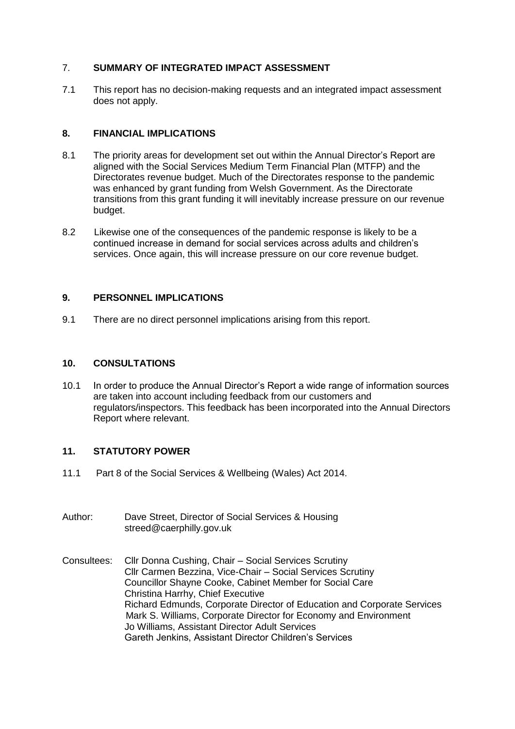## 7. SUMMARY OF INTEGRATED IMPACT ASSESSMENT

7.1 This report has no decision-making requests and an integrated impact assessment does not apply.

## 8. FINANCIAL IMPLICATIONS

8.1 The priority areas for development set out within the Annual Director's Report are aligned with the Social Services Medium Term Financial Plan (MTFP) and the Directorates revenue budget. Much of the Directorates response to the pandemic was enhanced by grant funding from Welsh Government. As the Directorate transitions from this grant funding it will inevitably increase pressure on our revenue budget.

8.2 Likewise one of the consequences of the pandemic response is likely to be a continued increase in demand for social services across adults and children's services. Once again, this will increase pressure on our core revenue budget.

## 9. PERSONNEL IMPLICATIONS

9.1 There are no direct personnel implications arising from this report.

## 10. CONSULTATIONS

10.1 In order to produce the Annual Director's Report a wide range of information sources are taken into account including feedback from our customers and regulators/inspectors. This feedback has been incorporated into the Annual Directors Report where relevant.

## 11. STATUTORY POWER

11.1 Part 8 of the Social Services & Wellbeing (Wales) Act 2014.

Author: Dave Street, Director of Social Services & Housing
streed@caerphilly.gov.uk

Consultees: Cllr Donna Cushing, Chair – Social Services Scrutiny
Cllr Carmen Bezzina, Vice-Chair – Social Services Scrutiny
Councillor Shayne Cooke, Cabinet Member for Social Care
Christina Harrhy, Chief Executive
Richard Edmunds, Corporate Director of Education and Corporate Services
Mark S. Williams, Corporate Director for Economy and Environment
Jo Williams, Assistant Director Adult Services
Gareth Jenkins, Assistant Director Children's Services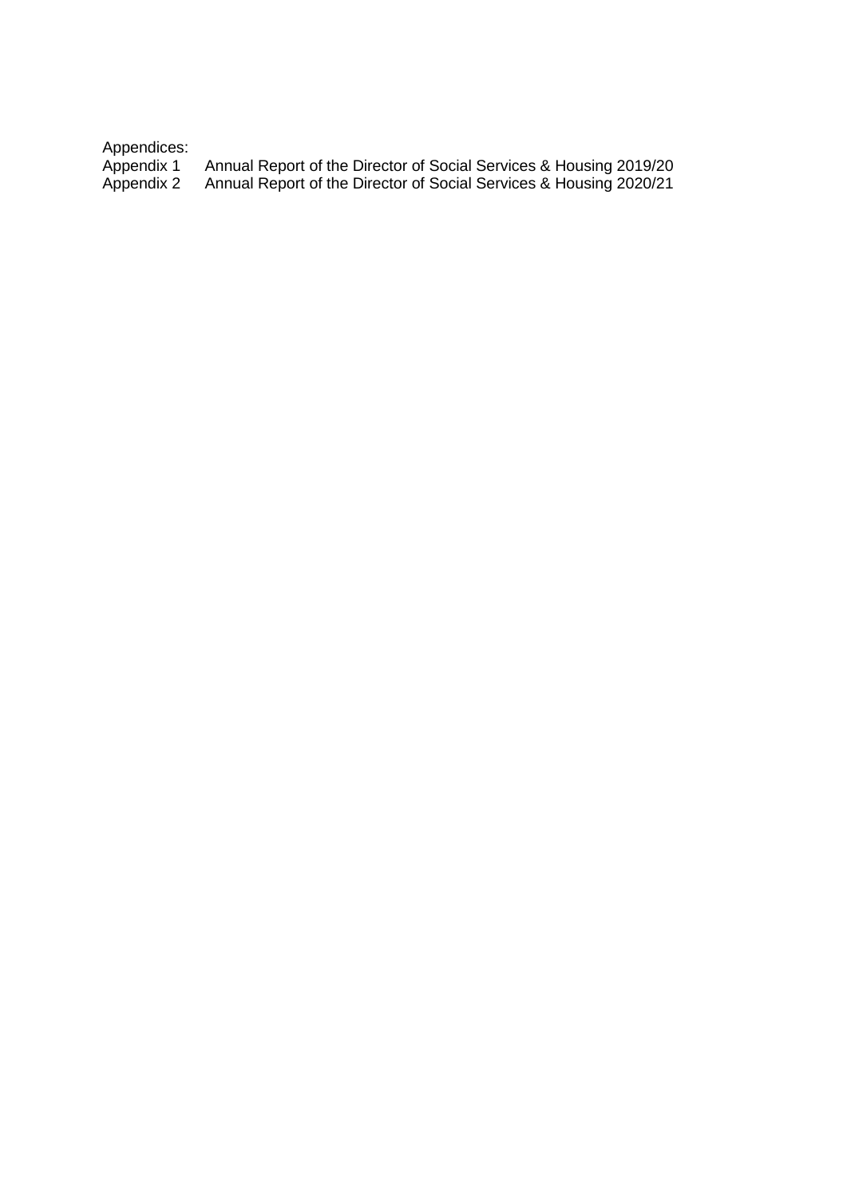Appendices:

| | |
|---|---|
| Appendix 1 | Annual Report of the Director of Social Services & Housing 2019/20 |
| Appendix 2 | Annual Report of the Director of Social Services & Housing 2020/21 |